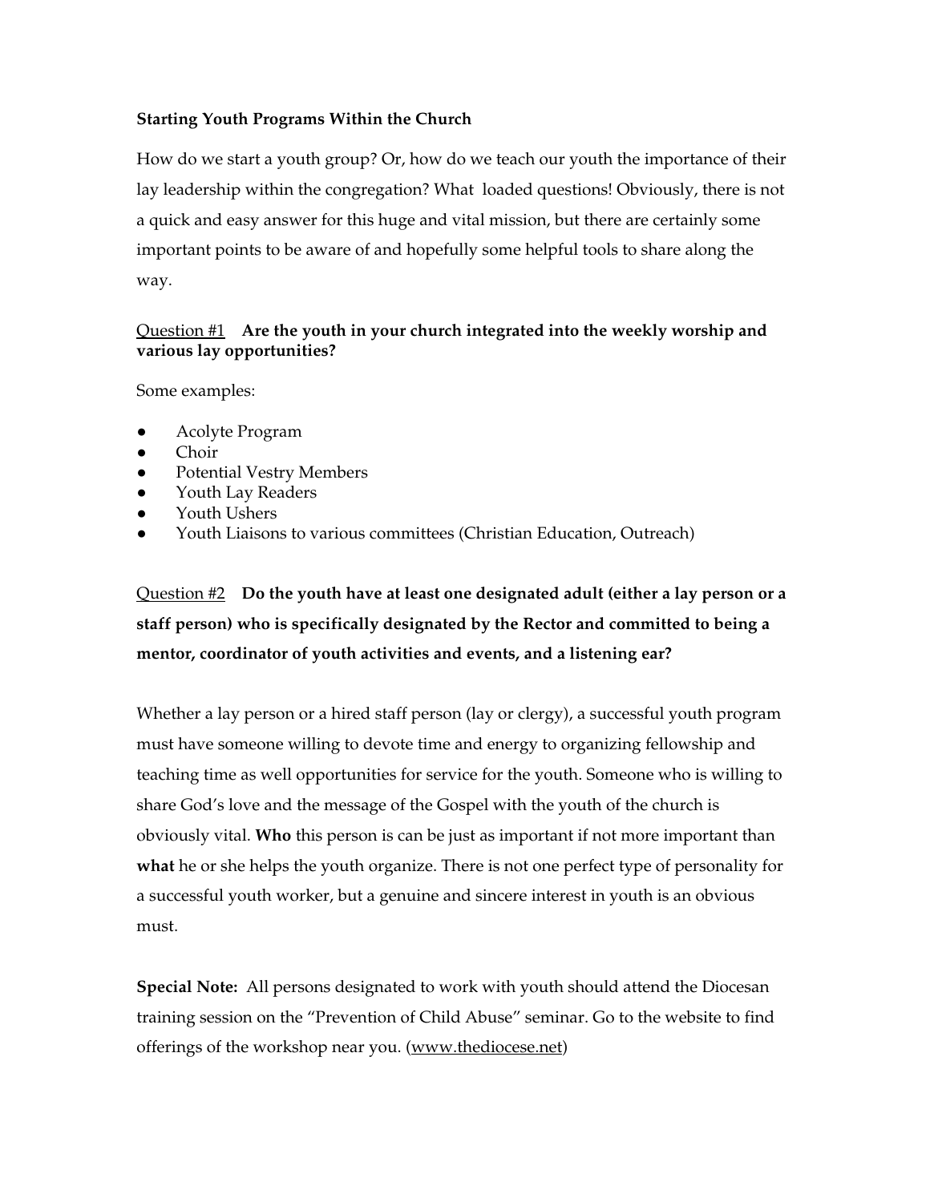**Starting Youth Programs Within the Church**

How do we start a youth group? Or, how do we teach our youth the importance of their lay leadership within the congregation? What loaded questions! Obviously, there is not a quick and easy answer for this huge and vital mission, but there are certainly some important points to be aware of and hopefully some helpful tools to share along the way.

<u>Question #1</u> **Are the youth in your church integrated into the weekly worship and various lay opportunities?**

Some examples:

- Acolyte Program
- Choir
- Potential Vestry Members
- Youth Lay Readers
- Youth Ushers
- Youth Liaisons to various committees (Christian Education, Outreach)

<u>Question #2</u> **Do the youth have at least one designated adult (either a lay person or a staff person) who is specifically designated by the Rector and committed to being a mentor, coordinator of youth activities and events, and a listening ear?**

Whether a lay person or a hired staff person (lay or clergy), a successful youth program must have someone willing to devote time and energy to organizing fellowship and teaching time as well opportunities for service for the youth. Someone who is willing to share God's love and the message of the Gospel with the youth of the church is obviously vital. **Who** this person is can be just as important if not more important than **what** he or she helps the youth organize. There is not one perfect type of personality for a successful youth worker, but a genuine and sincere interest in youth is an obvious must.

**Special Note:** All persons designated to work with youth should attend the Diocesan training session on the "Prevention of Child Abuse" seminar. Go to the website to find offerings of the workshop near you. (www.thediocese.net)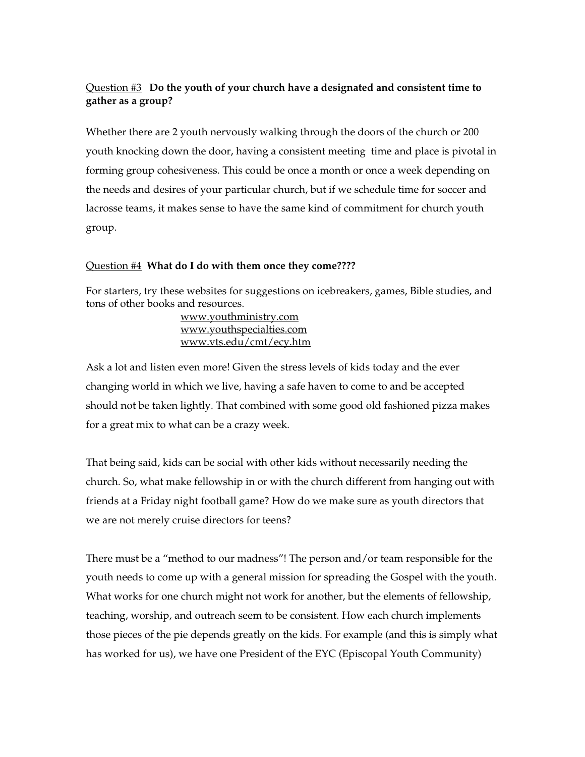Question #3 **Do the youth of your church have a designated and consistent time to gather as a group?**

Whether there are 2 youth nervously walking through the doors of the church or 200 youth knocking down the door, having a consistent meeting time and place is pivotal in forming group cohesiveness. This could be once a month or once a week depending on the needs and desires of your particular church, but if we schedule time for soccer and lacrosse teams, it makes sense to have the same kind of commitment for church youth group.

Question #4 **What do I do with them once they come????**

For starters, try these websites for suggestions on icebreakers, games, Bible studies, and tons of other books and resources.

www.youthministry.com
www.youthspecialties.com
www.vts.edu/cmt/ecy.htm

Ask a lot and listen even more! Given the stress levels of kids today and the ever changing world in which we live, having a safe haven to come to and be accepted should not be taken lightly. That combined with some good old fashioned pizza makes for a great mix to what can be a crazy week.

That being said, kids can be social with other kids without necessarily needing the church. So, what make fellowship in or with the church different from hanging out with friends at a Friday night football game? How do we make sure as youth directors that we are not merely cruise directors for teens?

There must be a "method to our madness"! The person and/or team responsible for the youth needs to come up with a general mission for spreading the Gospel with the youth. What works for one church might not work for another, but the elements of fellowship, teaching, worship, and outreach seem to be consistent. How each church implements those pieces of the pie depends greatly on the kids. For example (and this is simply what has worked for us), we have one President of the EYC (Episcopal Youth Community)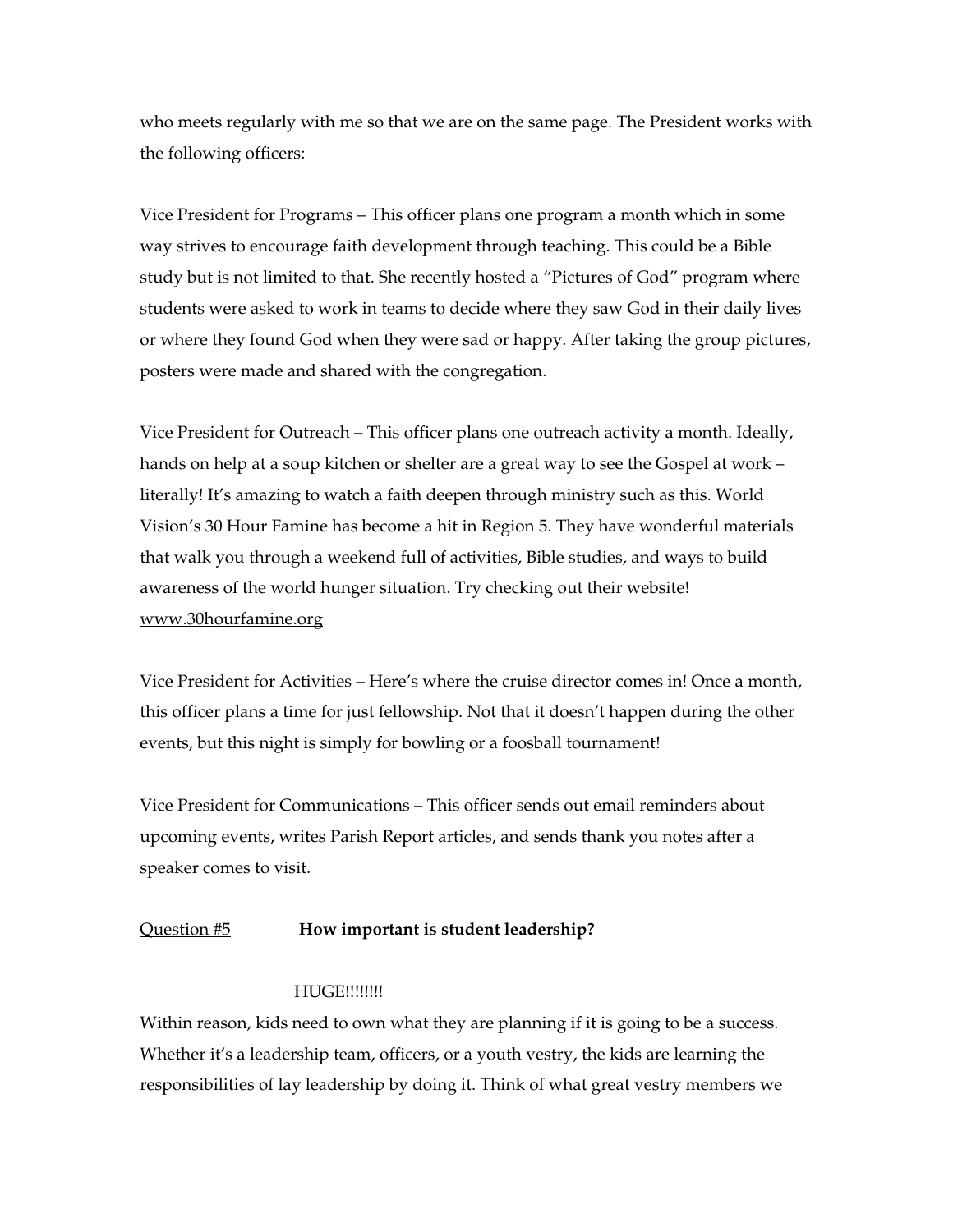who meets regularly with me so that we are on the same page. The President works with the following officers:

Vice President for Programs – This officer plans one program a month which in some way strives to encourage faith development through teaching. This could be a Bible study but is not limited to that. She recently hosted a "Pictures of God" program where students were asked to work in teams to decide where they saw God in their daily lives or where they found God when they were sad or happy. After taking the group pictures, posters were made and shared with the congregation.

Vice President for Outreach – This officer plans one outreach activity a month. Ideally, hands on help at a soup kitchen or shelter are a great way to see the Gospel at work – literally! It's amazing to watch a faith deepen through ministry such as this. World Vision's 30 Hour Famine has become a hit in Region 5. They have wonderful materials that walk you through a weekend full of activities, Bible studies, and ways to build awareness of the world hunger situation. Try checking out their website! www.30hourfamine.org

Vice President for Activities – Here's where the cruise director comes in! Once a month, this officer plans a time for just fellowship. Not that it doesn't happen during the other events, but this night is simply for bowling or a foosball tournament!

Vice President for Communications – This officer sends out email reminders about upcoming events, writes Parish Report articles, and sends thank you notes after a speaker comes to visit.

Question #5 **How important is student leadership?**

HUGE!!!!!!!!

Within reason, kids need to own what they are planning if it is going to be a success. Whether it's a leadership team, officers, or a youth vestry, the kids are learning the responsibilities of lay leadership by doing it. Think of what great vestry members we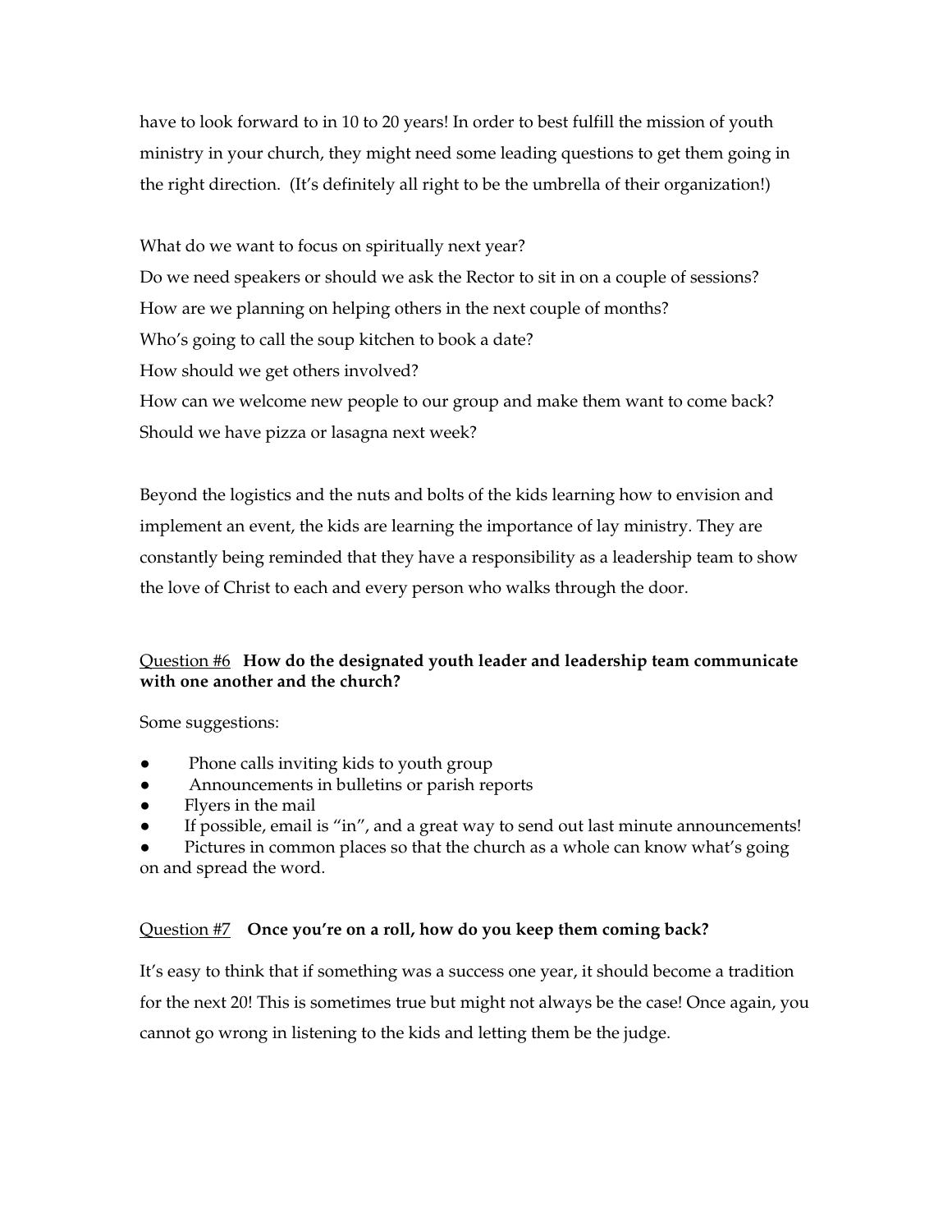have to look forward to in 10 to 20 years! In order to best fulfill the mission of youth ministry in your church, they might need some leading questions to get them going in the right direction. (It's definitely all right to be the umbrella of their organization!)

What do we want to focus on spiritually next year?
Do we need speakers or should we ask the Rector to sit in on a couple of sessions?
How are we planning on helping others in the next couple of months?
Who's going to call the soup kitchen to book a date?
How should we get others involved?
How can we welcome new people to our group and make them want to come back?
Should we have pizza or lasagna next week?

Beyond the logistics and the nuts and bolts of the kids learning how to envision and implement an event, the kids are learning the importance of lay ministry. They are constantly being reminded that they have a responsibility as a leadership team to show the love of Christ to each and every person who walks through the door.

<u>Question #6</u> **How do the designated youth leader and leadership team communicate with one another and the church?**

Some suggestions:

- Phone calls inviting kids to youth group
- Announcements in bulletins or parish reports
- Flyers in the mail
- If possible, email is "in", and a great way to send out last minute announcements!
- Pictures in common places so that the church as a whole can know what's going on and spread the word.

<u>Question #7</u> **Once you're on a roll, how do you keep them coming back?**

It's easy to think that if something was a success one year, it should become a tradition for the next 20! This is sometimes true but might not always be the case! Once again, you cannot go wrong in listening to the kids and letting them be the judge.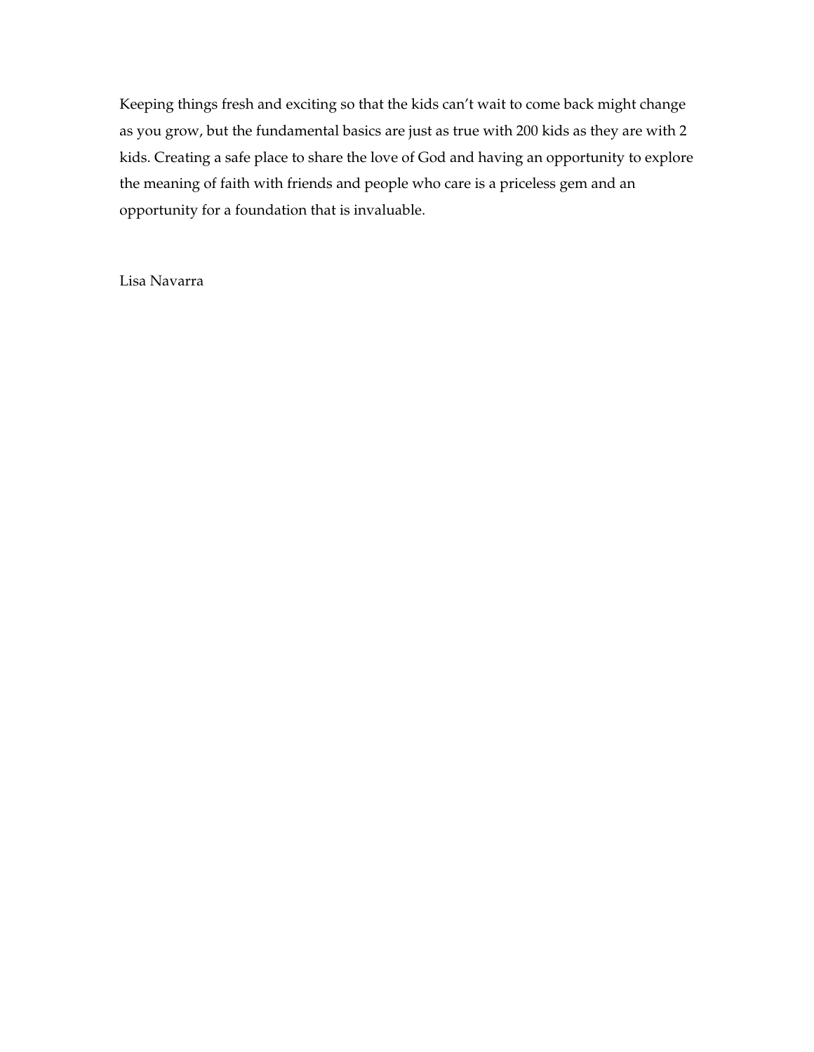Keeping things fresh and exciting so that the kids can't wait to come back might change as you grow, but the fundamental basics are just as true with 200 kids as they are with 2 kids. Creating a safe place to share the love of God and having an opportunity to explore the meaning of faith with friends and people who care is a priceless gem and an opportunity for a foundation that is invaluable.

Lisa Navarra